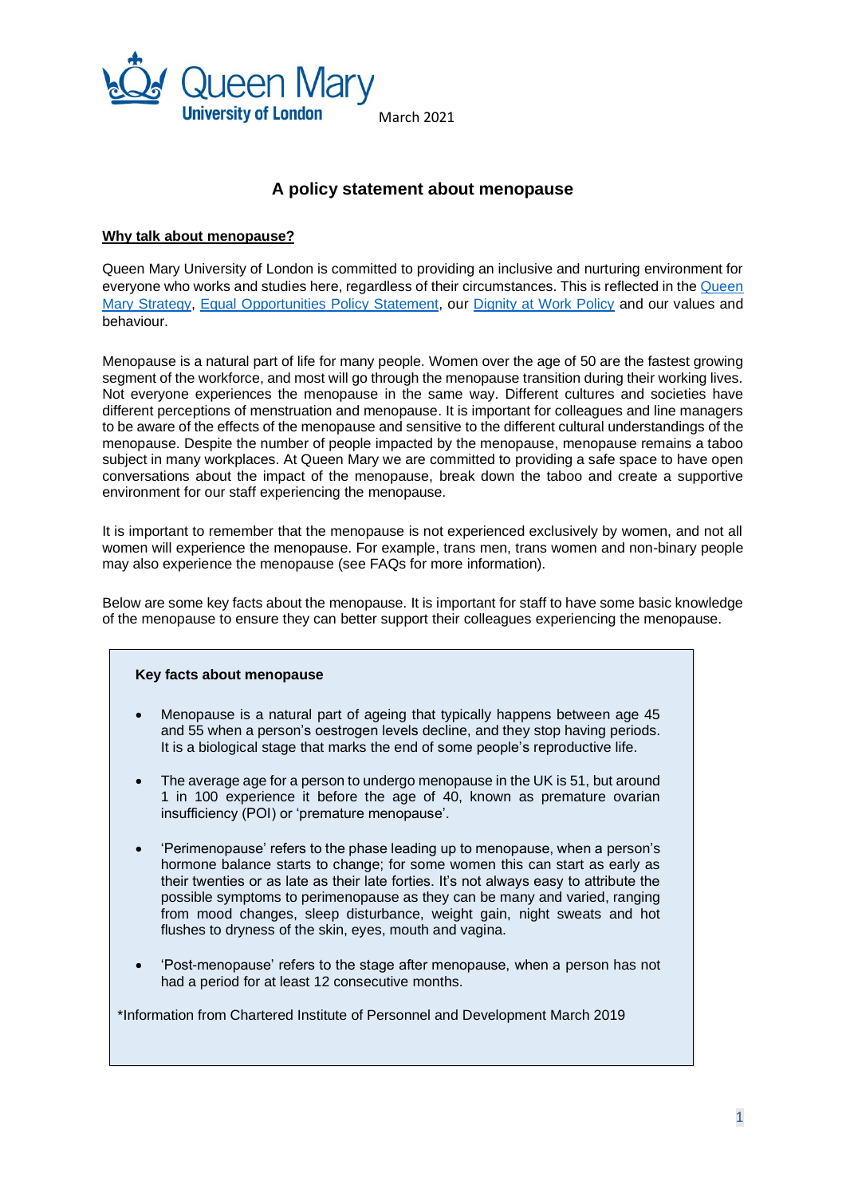Queen Mary University of London

March 2021

# A policy statement about menopause

## Why talk about menopause?

Queen Mary University of London is committed to providing an inclusive and nurturing environment for everyone who works and studies here, regardless of their circumstances. This is reflected in the Queen Mary Strategy, Equal Opportunities Policy Statement, our Dignity at Work Policy and our values and behaviour.

Menopause is a natural part of life for many people. Women over the age of 50 are the fastest growing segment of the workforce, and most will go through the menopause transition during their working lives. Not everyone experiences the menopause in the same way. Different cultures and societies have different perceptions of menstruation and menopause. It is important for colleagues and line managers to be aware of the effects of the menopause and sensitive to the different cultural understandings of the menopause. Despite the number of people impacted by the menopause, menopause remains a taboo subject in many workplaces. At Queen Mary we are committed to providing a safe space to have open conversations about the impact of the menopause, break down the taboo and create a supportive environment for our staff experiencing the menopause.

It is important to remember that the menopause is not experienced exclusively by women, and not all women will experience the menopause. For example, trans men, trans women and non-binary people may also experience the menopause (see FAQs for more information).

Below are some key facts about the menopause. It is important for staff to have some basic knowledge of the menopause to ensure they can better support their colleagues experiencing the menopause.

**Key facts about menopause**

- Menopause is a natural part of ageing that typically happens between age 45 and 55 when a person's oestrogen levels decline, and they stop having periods. It is a biological stage that marks the end of some people's reproductive life.
- The average age for a person to undergo menopause in the UK is 51, but around 1 in 100 experience it before the age of 40, known as premature ovarian insufficiency (POI) or 'premature menopause'.
- 'Perimenopause' refers to the phase leading up to menopause, when a person's hormone balance starts to change; for some women this can start as early as their twenties or as late as their late forties. It's not always easy to attribute the possible symptoms to perimenopause as they can be many and varied, ranging from mood changes, sleep disturbance, weight gain, night sweats and hot flushes to dryness of the skin, eyes, mouth and vagina.
- 'Post-menopause' refers to the stage after menopause, when a person has not had a period for at least 12 consecutive months.

*Information from Chartered Institute of Personnel and Development March 2019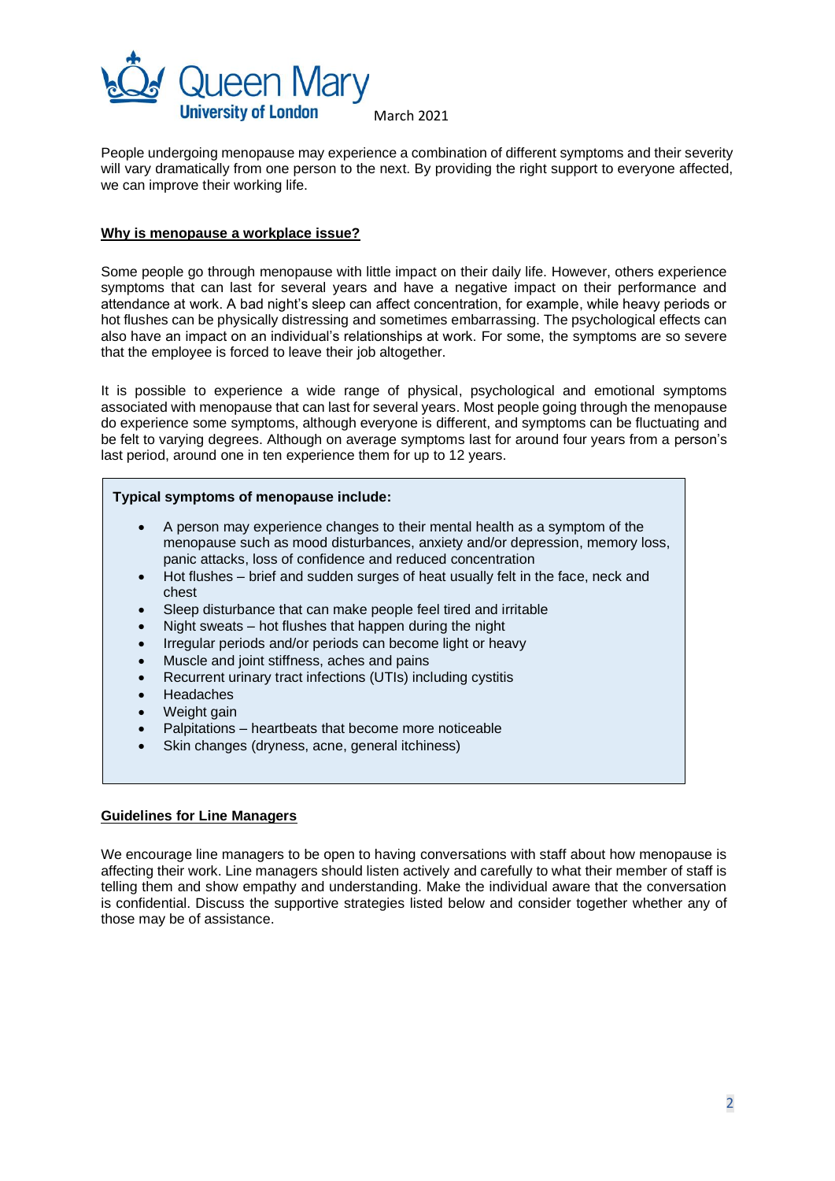People undergoing menopause may experience a combination of different symptoms and their severity will vary dramatically from one person to the next. By providing the right support to everyone affected, we can improve their working life.

## Why is menopause a workplace issue?

Some people go through menopause with little impact on their daily life. However, others experience symptoms that can last for several years and have a negative impact on their performance and attendance at work. A bad night's sleep can affect concentration, for example, while heavy periods or hot flushes can be physically distressing and sometimes embarrassing. The psychological effects can also have an impact on an individual's relationships at work. For some, the symptoms are so severe that the employee is forced to leave their job altogether.

It is possible to experience a wide range of physical, psychological and emotional symptoms associated with menopause that can last for several years. Most people going through the menopause do experience some symptoms, although everyone is different, and symptoms can be fluctuating and be felt to varying degrees. Although on average symptoms last for around four years from a person's last period, around one in ten experience them for up to 12 years.

**Typical symptoms of menopause include:**

- A person may experience changes to their mental health as a symptom of the menopause such as mood disturbances, anxiety and/or depression, memory loss, panic attacks, loss of confidence and reduced concentration
- Hot flushes – brief and sudden surges of heat usually felt in the face, neck and chest
- Sleep disturbance that can make people feel tired and irritable
- Night sweats – hot flushes that happen during the night
- Irregular periods and/or periods can become light or heavy
- Muscle and joint stiffness, aches and pains
- Recurrent urinary tract infections (UTIs) including cystitis
- Headaches
- Weight gain
- Palpitations – heartbeats that become more noticeable
- Skin changes (dryness, acne, general itchiness)

## Guidelines for Line Managers

We encourage line managers to be open to having conversations with staff about how menopause is affecting their work. Line managers should listen actively and carefully to what their member of staff is telling them and show empathy and understanding. Make the individual aware that the conversation is confidential. Discuss the supportive strategies listed below and consider together whether any of those may be of assistance.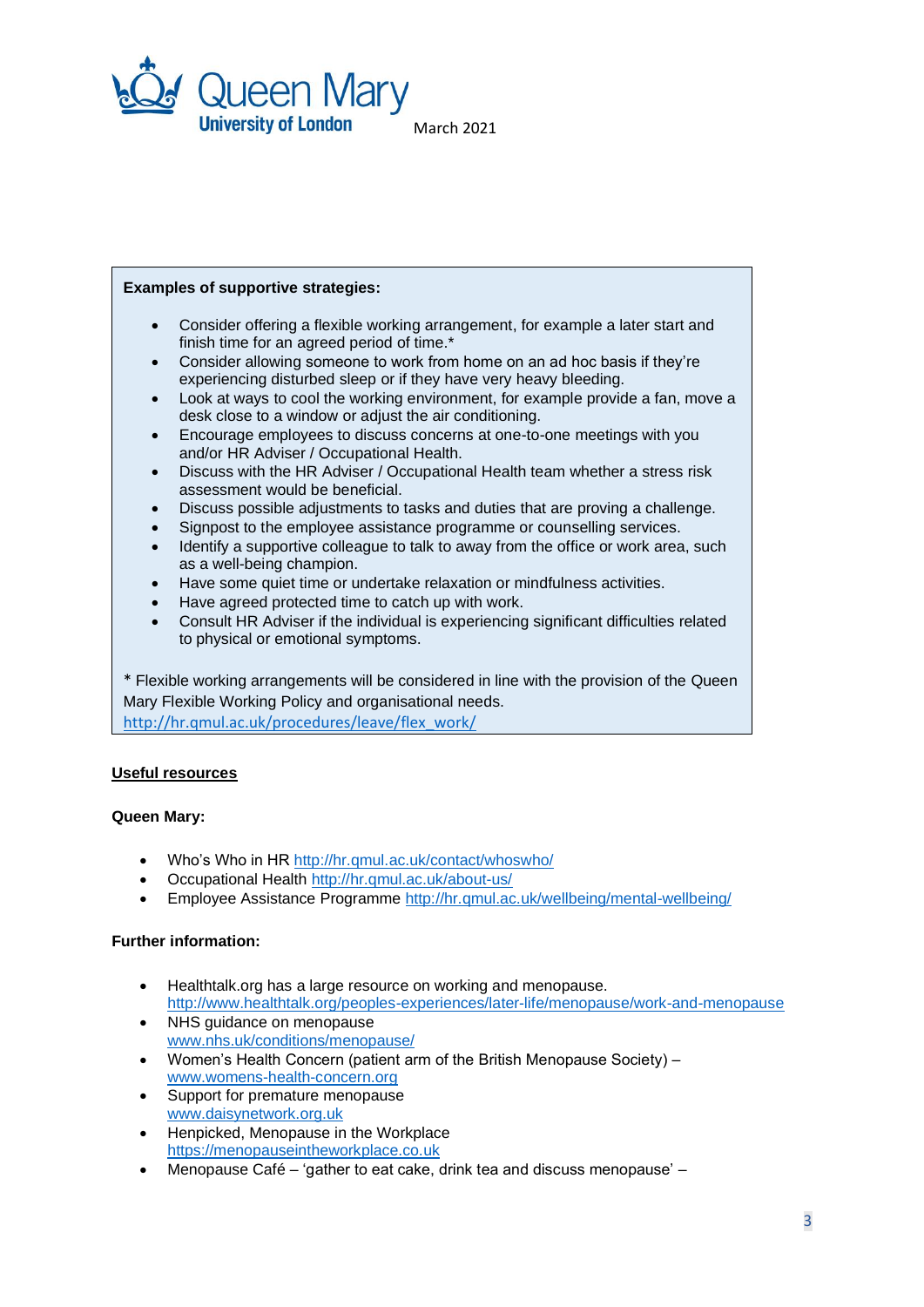**Examples of supportive strategies:**

- Consider offering a flexible working arrangement, for example a later start and finish time for an agreed period of time.*
- Consider allowing someone to work from home on an ad hoc basis if they're experiencing disturbed sleep or if they have very heavy bleeding.
- Look at ways to cool the working environment, for example provide a fan, move a desk close to a window or adjust the air conditioning.
- Encourage employees to discuss concerns at one-to-one meetings with you and/or HR Adviser / Occupational Health.
- Discuss with the HR Adviser / Occupational Health team whether a stress risk assessment would be beneficial.
- Discuss possible adjustments to tasks and duties that are proving a challenge.
- Signpost to the employee assistance programme or counselling services.
- Identify a supportive colleague to talk to away from the office or work area, such as a well-being champion.
- Have some quiet time or undertake relaxation or mindfulness activities.
- Have agreed protected time to catch up with work.
- Consult HR Adviser if the individual is experiencing significant difficulties related to physical or emotional symptoms.

* Flexible working arrangements will be considered in line with the provision of the Queen Mary Flexible Working Policy and organisational needs.
http://hr.qmul.ac.uk/procedures/leave/flex_work/

## Useful resources

**Queen Mary:**

- Who's Who in HR http://hr.qmul.ac.uk/contact/whoswho/
- Occupational Health http://hr.qmul.ac.uk/about-us/
- Employee Assistance Programme http://hr.qmul.ac.uk/wellbeing/mental-wellbeing/

**Further information:**

- Healthtalk.org has a large resource on working and menopause. http://www.healthtalk.org/peoples-experiences/later-life/menopause/work-and-menopause
- NHS guidance on menopause www.nhs.uk/conditions/menopause/
- Women's Health Concern (patient arm of the British Menopause Society) – www.womens-health-concern.org
- Support for premature menopause www.daisynetwork.org.uk
- Henpicked, Menopause in the Workplace https://menopauseintheworkplace.co.uk
- Menopause Café – 'gather to eat cake, drink tea and discuss menopause' –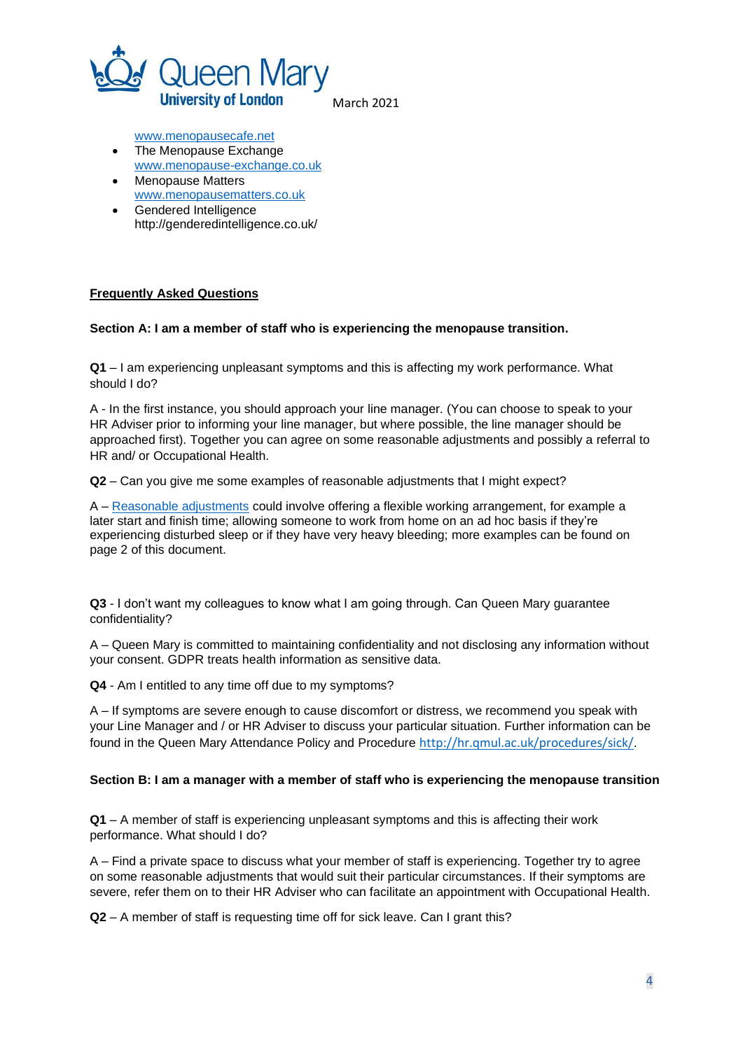www.menopausecafe.net

- The Menopause Exchange www.menopause-exchange.co.uk
- Menopause Matters www.menopausematters.co.uk
- Gendered Intelligence http://genderedintelligence.co.uk/

## Frequently Asked Questions

### Section A: I am a member of staff who is experiencing the menopause transition.

**Q1** – I am experiencing unpleasant symptoms and this is affecting my work performance. What should I do?

A - In the first instance, you should approach your line manager. (You can choose to speak to your HR Adviser prior to informing your line manager, but where possible, the line manager should be approached first). Together you can agree on some reasonable adjustments and possibly a referral to HR and/ or Occupational Health.

**Q2** – Can you give me some examples of reasonable adjustments that I might expect?

A – Reasonable adjustments could involve offering a flexible working arrangement, for example a later start and finish time; allowing someone to work from home on an ad hoc basis if they're experiencing disturbed sleep or if they have very heavy bleeding; more examples can be found on page 2 of this document.

**Q3** - I don't want my colleagues to know what I am going through. Can Queen Mary guarantee confidentiality?

A – Queen Mary is committed to maintaining confidentiality and not disclosing any information without your consent. GDPR treats health information as sensitive data.

**Q4** - Am I entitled to any time off due to my symptoms?

A – If symptoms are severe enough to cause discomfort or distress, we recommend you speak with your Line Manager and / or HR Adviser to discuss your particular situation. Further information can be found in the Queen Mary Attendance Policy and Procedure http://hr.qmul.ac.uk/procedures/sick/.

### Section B: I am a manager with a member of staff who is experiencing the menopause transition

**Q1** – A member of staff is experiencing unpleasant symptoms and this is affecting their work performance. What should I do?

A – Find a private space to discuss what your member of staff is experiencing. Together try to agree on some reasonable adjustments that would suit their particular circumstances. If their symptoms are severe, refer them on to their HR Adviser who can facilitate an appointment with Occupational Health.

**Q2** – A member of staff is requesting time off for sick leave. Can I grant this?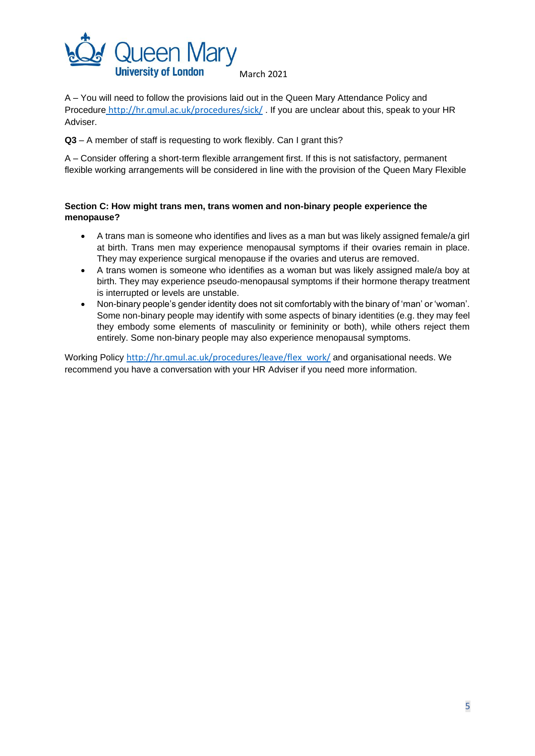A – You will need to follow the provisions laid out in the Queen Mary Attendance Policy and Procedure http://hr.qmul.ac.uk/procedures/sick/ . If you are unclear about this, speak to your HR Adviser.

**Q3** – A member of staff is requesting to work flexibly. Can I grant this?

A – Consider offering a short-term flexible arrangement first. If this is not satisfactory, permanent flexible working arrangements will be considered in line with the provision of the Queen Mary Flexible Working Policy http://hr.qmul.ac.uk/procedures/leave/flex_work/ and organisational needs. We recommend you have a conversation with your HR Adviser if you need more information.

**Section C: How might trans men, trans women and non-binary people experience the menopause?**

- A trans man is someone who identifies and lives as a man but was likely assigned female/a girl at birth. Trans men may experience menopausal symptoms if their ovaries remain in place. They may experience surgical menopause if the ovaries and uterus are removed.
- A trans women is someone who identifies as a woman but was likely assigned male/a boy at birth. They may experience pseudo-menopausal symptoms if their hormone therapy treatment is interrupted or levels are unstable.
- Non-binary people's gender identity does not sit comfortably with the binary of 'man' or 'woman'. Some non-binary people may identify with some aspects of binary identities (e.g. they may feel they embody some elements of masculinity or femininity or both), while others reject them entirely. Some non-binary people may also experience menopausal symptoms.